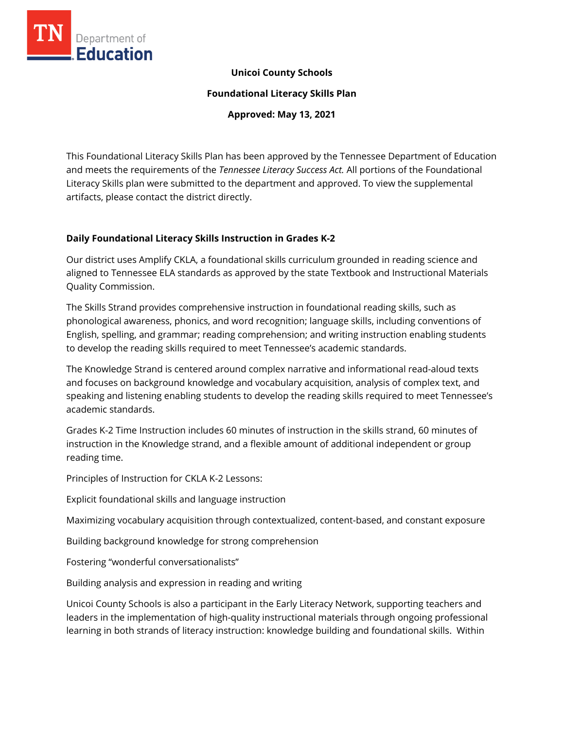**Unicoi County Schools**

**Foundational Literacy Skills Plan**

**Approved: May 13, 2021**

This Foundational Literacy Skills Plan has been approved by the Tennessee Department of Education and meets the requirements of the *Tennessee Literacy Success Act.* All portions of the Foundational Literacy Skills plan were submitted to the department and approved. To view the supplemental artifacts, please contact the district directly.

## Daily Foundational Literacy Skills Instruction in Grades K-2

Our district uses Amplify CKLA, a foundational skills curriculum grounded in reading science and aligned to Tennessee ELA standards as approved by the state Textbook and Instructional Materials Quality Commission.

The Skills Strand provides comprehensive instruction in foundational reading skills, such as phonological awareness, phonics, and word recognition; language skills, including conventions of English, spelling, and grammar; reading comprehension; and writing instruction enabling students to develop the reading skills required to meet Tennessee's academic standards.

The Knowledge Strand is centered around complex narrative and informational read-aloud texts and focuses on background knowledge and vocabulary acquisition, analysis of complex text, and speaking and listening enabling students to develop the reading skills required to meet Tennessee's academic standards.

Grades K-2 Time Instruction includes 60 minutes of instruction in the skills strand, 60 minutes of instruction in the Knowledge strand, and a flexible amount of additional independent or group reading time.

Principles of Instruction for CKLA K-2 Lessons:

Explicit foundational skills and language instruction

Maximizing vocabulary acquisition through contextualized, content-based, and constant exposure

Building background knowledge for strong comprehension

Fostering "wonderful conversationalists"

Building analysis and expression in reading and writing

Unicoi County Schools is also a participant in the Early Literacy Network, supporting teachers and leaders in the implementation of high-quality instructional materials through ongoing professional learning in both strands of literacy instruction: knowledge building and foundational skills. Within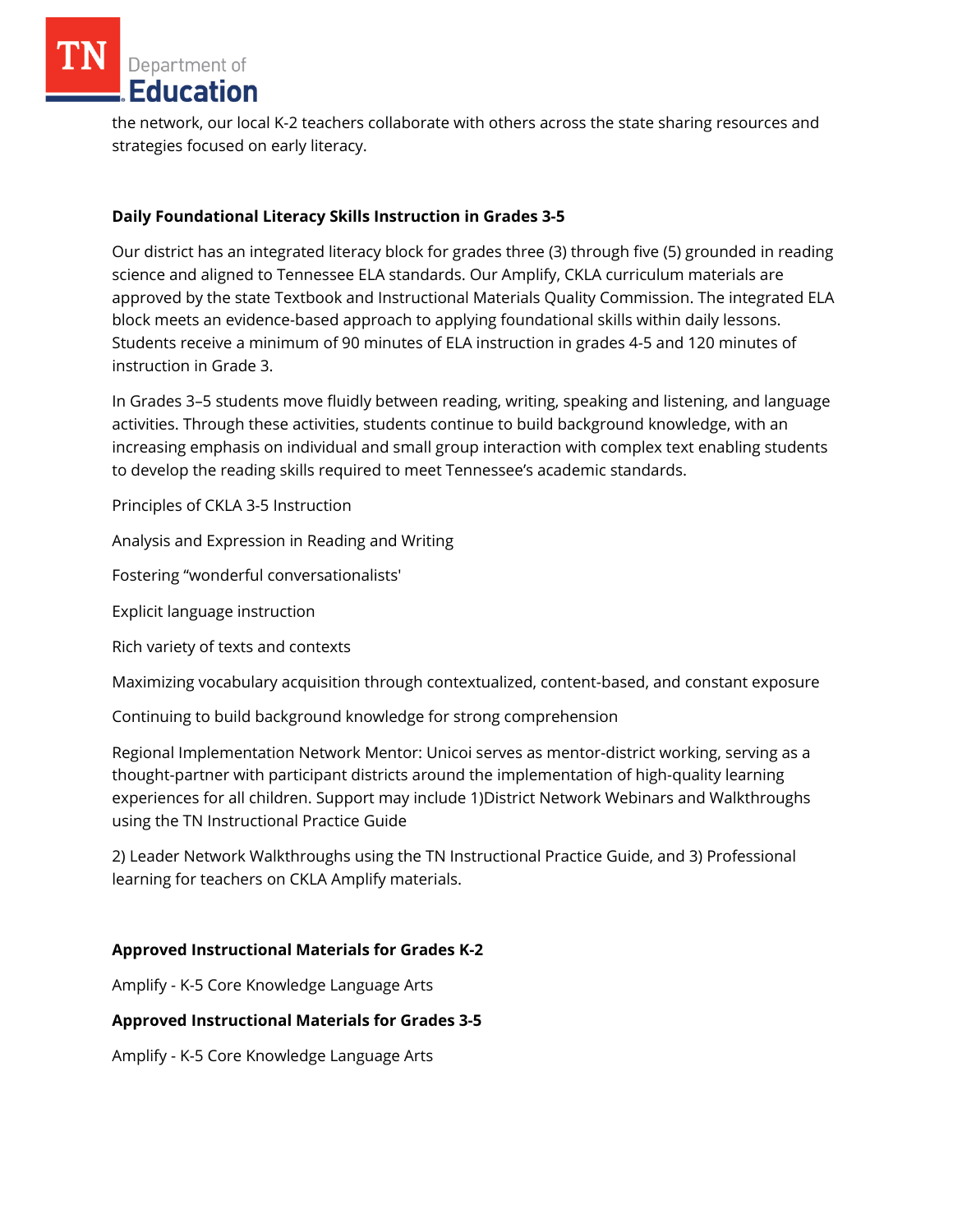the network, our local K-2 teachers collaborate with others across the state sharing resources and strategies focused on early literacy.

**Daily Foundational Literacy Skills Instruction in Grades 3-5**

Our district has an integrated literacy block for grades three (3) through five (5) grounded in reading science and aligned to Tennessee ELA standards. Our Amplify, CKLA curriculum materials are approved by the state Textbook and Instructional Materials Quality Commission. The integrated ELA block meets an evidence-based approach to applying foundational skills within daily lessons. Students receive a minimum of 90 minutes of ELA instruction in grades 4-5 and 120 minutes of instruction in Grade 3.

In Grades 3–5 students move fluidly between reading, writing, speaking and listening, and language activities. Through these activities, students continue to build background knowledge, with an increasing emphasis on individual and small group interaction with complex text enabling students to develop the reading skills required to meet Tennessee's academic standards.

Principles of CKLA 3-5 Instruction

Analysis and Expression in Reading and Writing

Fostering "wonderful conversationalists'

Explicit language instruction

Rich variety of texts and contexts

Maximizing vocabulary acquisition through contextualized, content-based, and constant exposure

Continuing to build background knowledge for strong comprehension

Regional Implementation Network Mentor: Unicoi serves as mentor-district working, serving as a thought-partner with participant districts around the implementation of high-quality learning experiences for all children. Support may include 1)District Network Webinars and Walkthroughs using the TN Instructional Practice Guide

2) Leader Network Walkthroughs using the TN Instructional Practice Guide, and 3) Professional learning for teachers on CKLA Amplify materials.

**Approved Instructional Materials for Grades K-2**

Amplify - K-5 Core Knowledge Language Arts

**Approved Instructional Materials for Grades 3-5**

Amplify - K-5 Core Knowledge Language Arts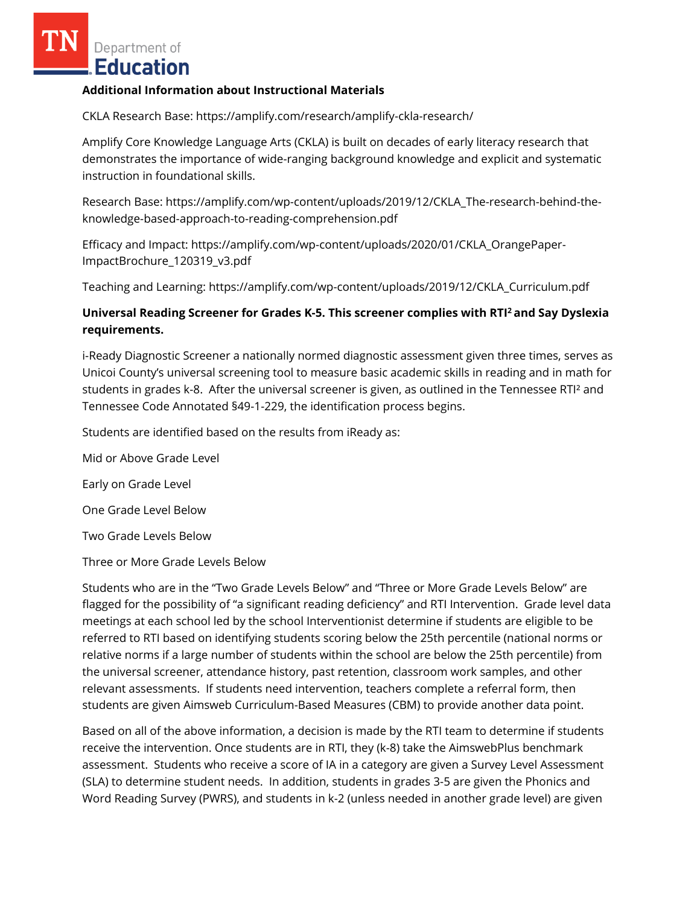**Additional Information about Instructional Materials**

CKLA Research Base: https://amplify.com/research/amplify-ckla-research/

Amplify Core Knowledge Language Arts (CKLA) is built on decades of early literacy research that demonstrates the importance of wide-ranging background knowledge and explicit and systematic instruction in foundational skills.

Research Base: https://amplify.com/wp-content/uploads/2019/12/CKLA_The-research-behind-the-knowledge-based-approach-to-reading-comprehension.pdf

Efficacy and Impact: https://amplify.com/wp-content/uploads/2020/01/CKLA_OrangePaper-ImpactBrochure_120319_v3.pdf

Teaching and Learning: https://amplify.com/wp-content/uploads/2019/12/CKLA_Curriculum.pdf

**Universal Reading Screener for Grades K-5. This screener complies with RTI² and Say Dyslexia requirements.**

i-Ready Diagnostic Screener a nationally normed diagnostic assessment given three times, serves as Unicoi County's universal screening tool to measure basic academic skills in reading and in math for students in grades k-8. After the universal screener is given, as outlined in the Tennessee RTI² and Tennessee Code Annotated §49-1-229, the identification process begins.

Students are identified based on the results from iReady as:

Mid or Above Grade Level

Early on Grade Level

One Grade Level Below

Two Grade Levels Below

Three or More Grade Levels Below

Students who are in the "Two Grade Levels Below" and "Three or More Grade Levels Below" are flagged for the possibility of "a significant reading deficiency" and RTI Intervention. Grade level data meetings at each school led by the school Interventionist determine if students are eligible to be referred to RTI based on identifying students scoring below the 25th percentile (national norms or relative norms if a large number of students within the school are below the 25th percentile) from the universal screener, attendance history, past retention, classroom work samples, and other relevant assessments. If students need intervention, teachers complete a referral form, then students are given Aimsweb Curriculum-Based Measures (CBM) to provide another data point.

Based on all of the above information, a decision is made by the RTI team to determine if students receive the intervention. Once students are in RTI, they (k-8) take the AimswebPlus benchmark assessment. Students who receive a score of IA in a category are given a Survey Level Assessment (SLA) to determine student needs. In addition, students in grades 3-5 are given the Phonics and Word Reading Survey (PWRS), and students in k-2 (unless needed in another grade level) are given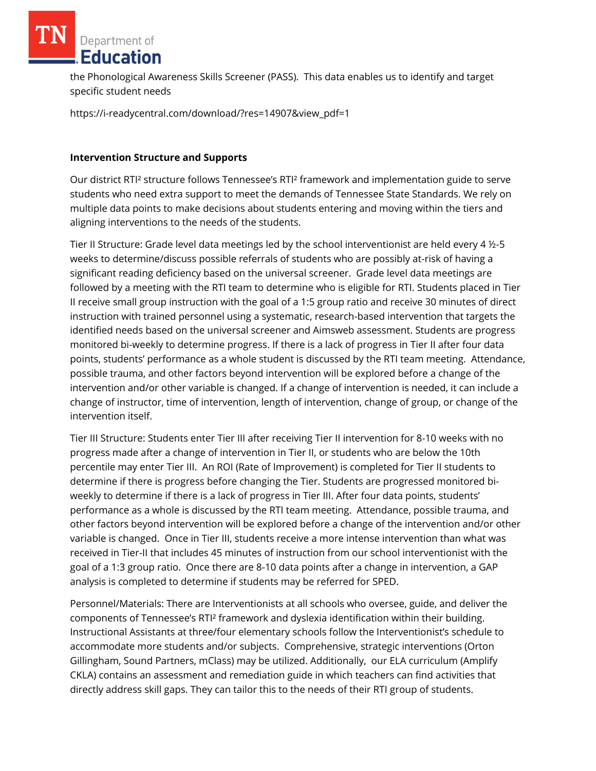the Phonological Awareness Skills Screener (PASS).  This data enables us to identify and target specific student needs

https://i-readycentral.com/download/?res=14907&view_pdf=1

**Intervention Structure and Supports**

Our district RTI² structure follows Tennessee's RTI² framework and implementation guide to serve students who need extra support to meet the demands of Tennessee State Standards. We rely on multiple data points to make decisions about students entering and moving within the tiers and aligning interventions to the needs of the students.

Tier II Structure: Grade level data meetings led by the school interventionist are held every 4 ½-5 weeks to determine/discuss possible referrals of students who are possibly at-risk of having a significant reading deficiency based on the universal screener.  Grade level data meetings are followed by a meeting with the RTI team to determine who is eligible for RTI. Students placed in Tier II receive small group instruction with the goal of a 1:5 group ratio and receive 30 minutes of direct instruction with trained personnel using a systematic, research-based intervention that targets the identified needs based on the universal screener and Aimsweb assessment. Students are progress monitored bi-weekly to determine progress. If there is a lack of progress in Tier II after four data points, students' performance as a whole student is discussed by the RTI team meeting.  Attendance, possible trauma, and other factors beyond intervention will be explored before a change of the intervention and/or other variable is changed. If a change of intervention is needed, it can include a change of instructor, time of intervention, length of intervention, change of group, or change of the intervention itself.

Tier III Structure: Students enter Tier III after receiving Tier II intervention for 8-10 weeks with no progress made after a change of intervention in Tier II, or students who are below the 10th percentile may enter Tier III.  An ROI (Rate of Improvement) is completed for Tier II students to determine if there is progress before changing the Tier. Students are progressed monitored bi-weekly to determine if there is a lack of progress in Tier III. After four data points, students' performance as a whole is discussed by the RTI team meeting.  Attendance, possible trauma, and other factors beyond intervention will be explored before a change of the intervention and/or other variable is changed.  Once in Tier III, students receive a more intense intervention than what was received in Tier-II that includes 45 minutes of instruction from our school interventionist with the goal of a 1:3 group ratio.  Once there are 8-10 data points after a change in intervention, a GAP analysis is completed to determine if students may be referred for SPED.

Personnel/Materials: There are Interventionists at all schools who oversee, guide, and deliver the components of Tennessee's RTI² framework and dyslexia identification within their building. Instructional Assistants at three/four elementary schools follow the Interventionist's schedule to accommodate more students and/or subjects.  Comprehensive, strategic interventions (Orton Gillingham, Sound Partners, mClass) may be utilized. Additionally,  our ELA curriculum (Amplify CKLA) contains an assessment and remediation guide in which teachers can find activities that directly address skill gaps. They can tailor this to the needs of their RTI group of students.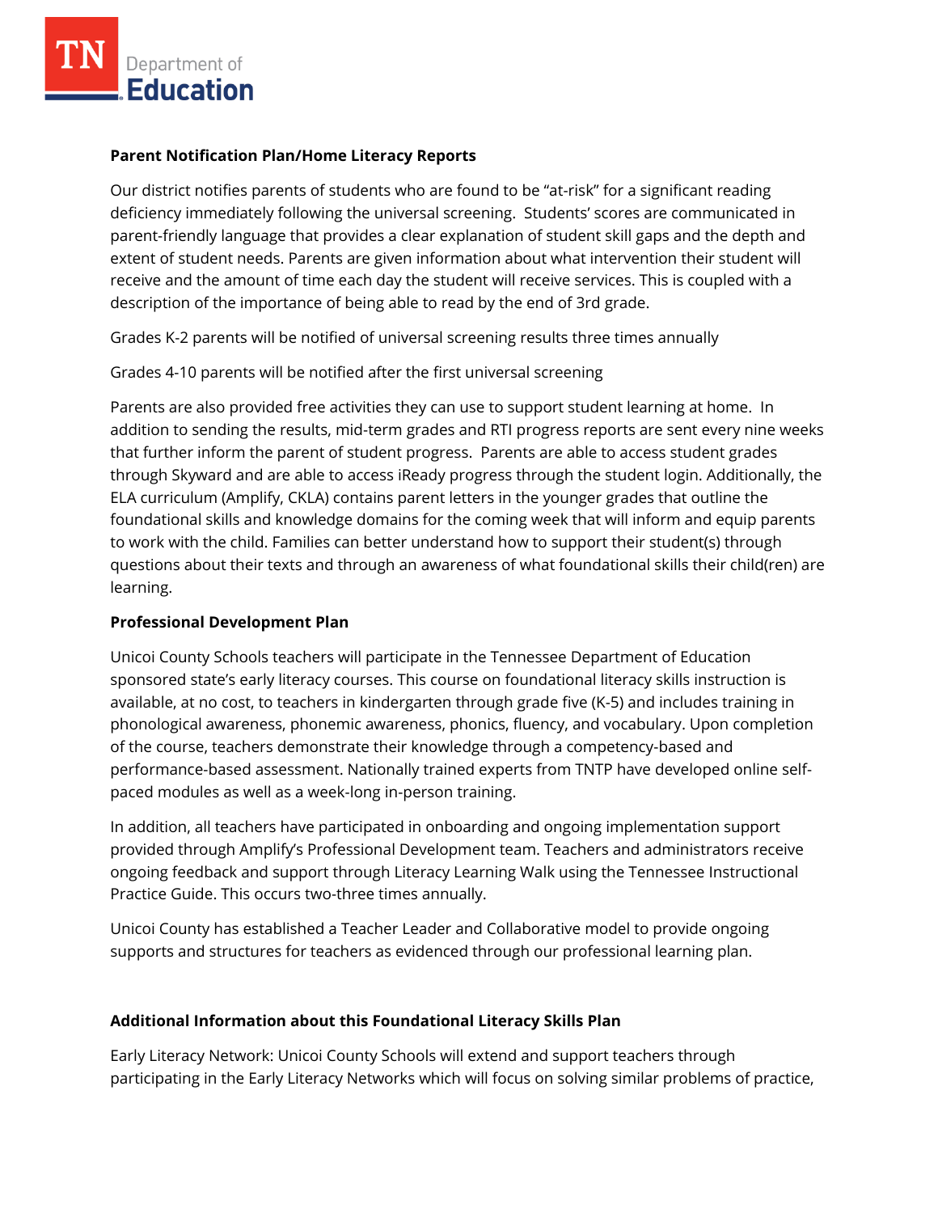**Parent Notification Plan/Home Literacy Reports**

Our district notifies parents of students who are found to be "at-risk" for a significant reading deficiency immediately following the universal screening. Students' scores are communicated in parent-friendly language that provides a clear explanation of student skill gaps and the depth and extent of student needs. Parents are given information about what intervention their student will receive and the amount of time each day the student will receive services. This is coupled with a description of the importance of being able to read by the end of 3rd grade.

Grades K-2 parents will be notified of universal screening results three times annually

Grades 4-10 parents will be notified after the first universal screening

Parents are also provided free activities they can use to support student learning at home. In addition to sending the results, mid-term grades and RTI progress reports are sent every nine weeks that further inform the parent of student progress. Parents are able to access student grades through Skyward and are able to access iReady progress through the student login. Additionally, the ELA curriculum (Amplify, CKLA) contains parent letters in the younger grades that outline the foundational skills and knowledge domains for the coming week that will inform and equip parents to work with the child. Families can better understand how to support their student(s) through questions about their texts and through an awareness of what foundational skills their child(ren) are learning.

**Professional Development Plan**

Unicoi County Schools teachers will participate in the Tennessee Department of Education sponsored state's early literacy courses. This course on foundational literacy skills instruction is available, at no cost, to teachers in kindergarten through grade five (K-5) and includes training in phonological awareness, phonemic awareness, phonics, fluency, and vocabulary. Upon completion of the course, teachers demonstrate their knowledge through a competency-based and performance-based assessment. Nationally trained experts from TNTP have developed online self-paced modules as well as a week-long in-person training.

In addition, all teachers have participated in onboarding and ongoing implementation support provided through Amplify's Professional Development team. Teachers and administrators receive ongoing feedback and support through Literacy Learning Walk using the Tennessee Instructional Practice Guide. This occurs two-three times annually.

Unicoi County has established a Teacher Leader and Collaborative model to provide ongoing supports and structures for teachers as evidenced through our professional learning plan.

**Additional Information about this Foundational Literacy Skills Plan**

Early Literacy Network: Unicoi County Schools will extend and support teachers through participating in the Early Literacy Networks which will focus on solving similar problems of practice,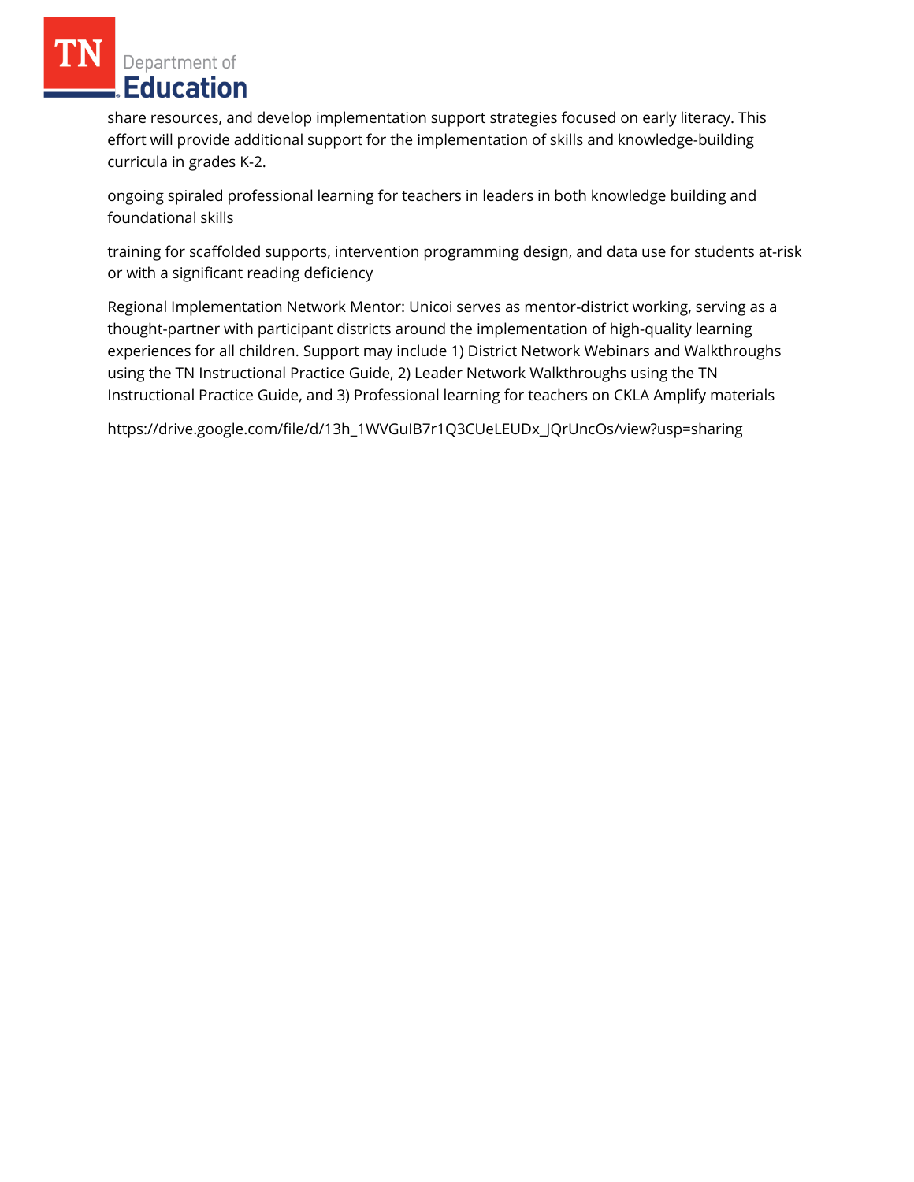share resources, and develop implementation support strategies focused on early literacy. This effort will provide additional support for the implementation of skills and knowledge-building curricula in grades K-2.

ongoing spiraled professional learning for teachers in leaders in both knowledge building and foundational skills

training for scaffolded supports, intervention programming design, and data use for students at-risk or with a significant reading deficiency

Regional Implementation Network Mentor: Unicoi serves as mentor-district working, serving as a thought-partner with participant districts around the implementation of high-quality learning experiences for all children. Support may include 1) District Network Webinars and Walkthroughs using the TN Instructional Practice Guide, 2) Leader Network Walkthroughs using the TN Instructional Practice Guide, and 3) Professional learning for teachers on CKLA Amplify materials

https://drive.google.com/file/d/13h_1WVGuIB7r1Q3CUeLEUDx_JQrUncOs/view?usp=sharing